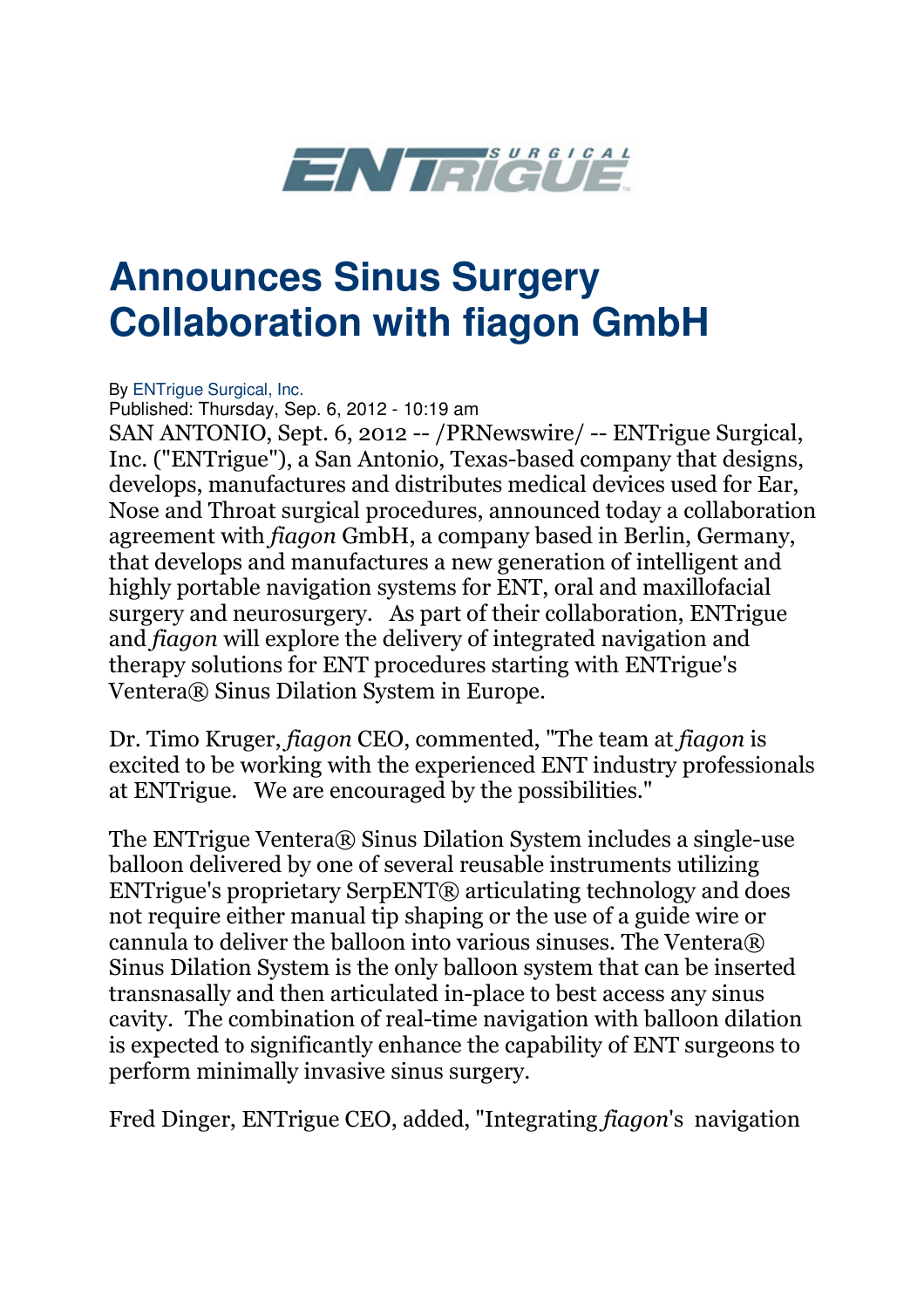# ENTrigue SURGICAL

# Announces Sinus Surgery Collaboration with fiagon GmbH

By ENTrigue Surgical, Inc.
Published: Thursday, Sep. 6, 2012 - 10:19 am

SAN ANTONIO, Sept. 6, 2012 -- /PRNewswire/ -- ENTrigue Surgical, Inc. ("ENTrigue"), a San Antonio, Texas-based company that designs, develops, manufactures and distributes medical devices used for Ear, Nose and Throat surgical procedures, announced today a collaboration agreement with *fiagon* GmbH, a company based in Berlin, Germany, that develops and manufactures a new generation of intelligent and highly portable navigation systems for ENT, oral and maxillofacial surgery and neurosurgery. As part of their collaboration, ENTrigue and *fiagon* will explore the delivery of integrated navigation and therapy solutions for ENT procedures starting with ENTrigue's Ventera® Sinus Dilation System in Europe.

Dr. Timo Kruger, *fiagon* CEO, commented, "The team at *fiagon* is excited to be working with the experienced ENT industry professionals at ENTrigue. We are encouraged by the possibilities."

The ENTrigue Ventera® Sinus Dilation System includes a single-use balloon delivered by one of several reusable instruments utilizing ENTrigue's proprietary SerpENT® articulating technology and does not require either manual tip shaping or the use of a guide wire or cannula to deliver the balloon into various sinuses. The Ventera® Sinus Dilation System is the only balloon system that can be inserted transnasally and then articulated in-place to best access any sinus cavity. The combination of real-time navigation with balloon dilation is expected to significantly enhance the capability of ENT surgeons to perform minimally invasive sinus surgery.

Fred Dinger, ENTrigue CEO, added, "Integrating *fiagon*'s navigation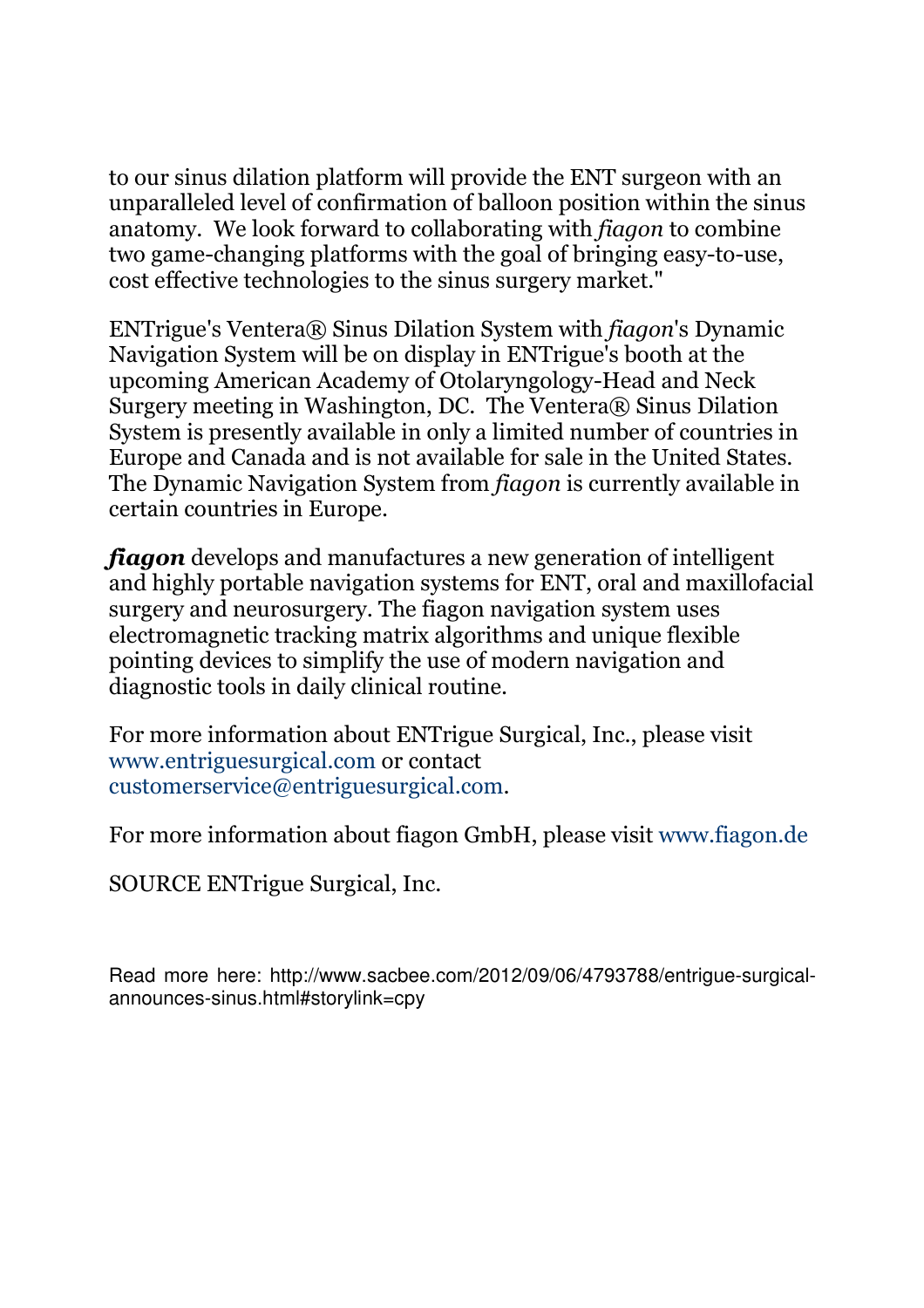to our sinus dilation platform will provide the ENT surgeon with an unparalleled level of confirmation of balloon position within the sinus anatomy.  We look forward to collaborating with *fiagon* to combine two game-changing platforms with the goal of bringing easy-to-use, cost effective technologies to the sinus surgery market."

ENTrigue's Ventera® Sinus Dilation System with *fiagon*'s Dynamic Navigation System will be on display in ENTrigue's booth at the upcoming American Academy of Otolaryngology-Head and Neck Surgery meeting in Washington, DC.  The Ventera® Sinus Dilation System is presently available in only a limited number of countries in Europe and Canada and is not available for sale in the United States. The Dynamic Navigation System from *fiagon* is currently available in certain countries in Europe.

***fiagon*** develops and manufactures a new generation of intelligent and highly portable navigation systems for ENT, oral and maxillofacial surgery and neurosurgery. The fiagon navigation system uses electromagnetic tracking matrix algorithms and unique flexible pointing devices to simplify the use of modern navigation and diagnostic tools in daily clinical routine.

For more information about ENTrigue Surgical, Inc., please visit www.entriguesurgical.com or contact customerservice@entriguesurgical.com.

For more information about fiagon GmbH, please visit www.fiagon.de

SOURCE ENTrigue Surgical, Inc.

Read more here: http://www.sacbee.com/2012/09/06/4793788/entrigue-surgical-announces-sinus.html#storylink=cpy